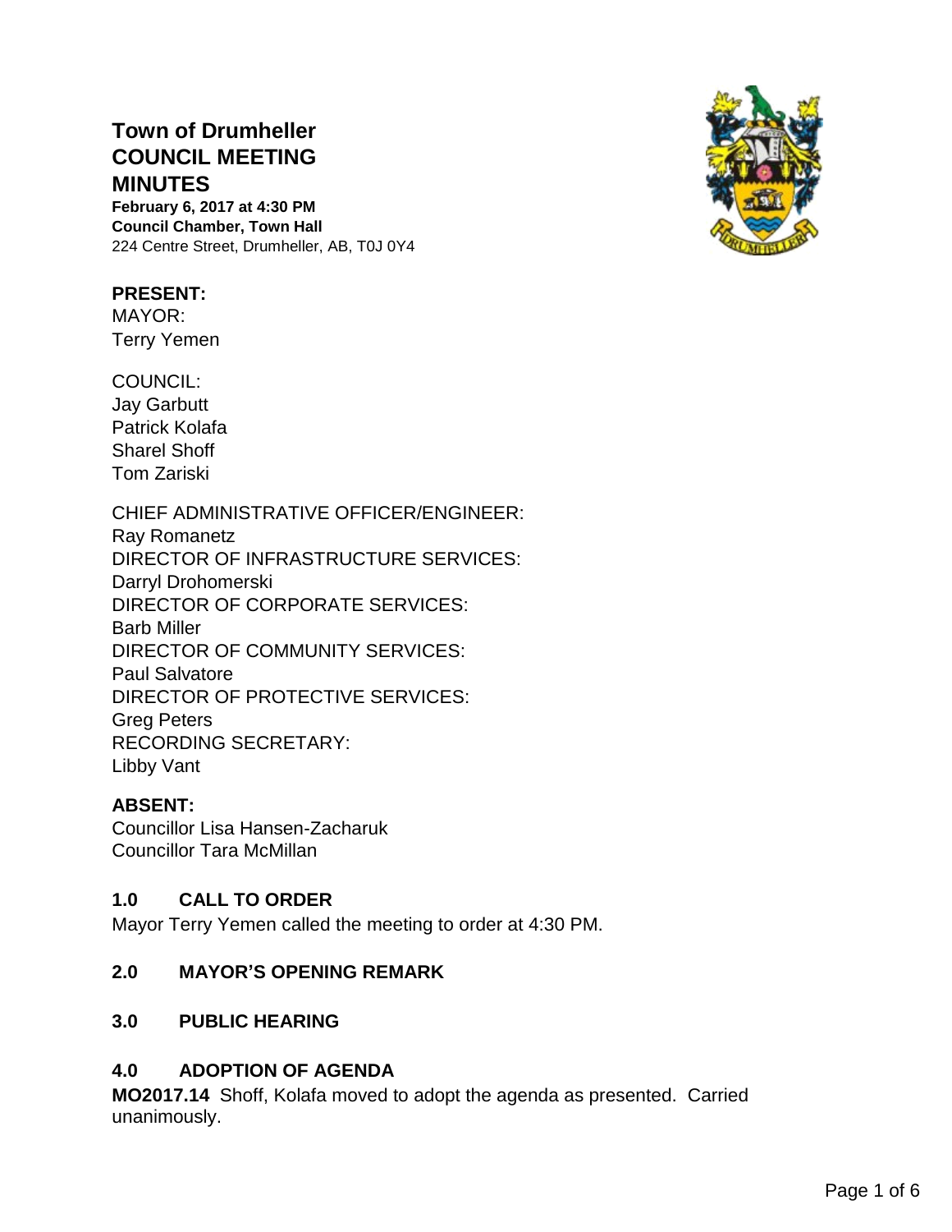# Town of Drumheller COUNCIL MEETING MINUTES

**February 6, 2017 at 4:30 PM**
**Council Chamber, Town Hall**
224 Centre Street, Drumheller, AB, T0J 0Y4

**PRESENT:**
MAYOR:
Terry Yemen

COUNCIL:
Jay Garbutt
Patrick Kolafa
Sharel Shoff
Tom Zariski

CHIEF ADMINISTRATIVE OFFICER/ENGINEER:
Ray Romanetz
DIRECTOR OF INFRASTRUCTURE SERVICES:
Darryl Drohomerski
DIRECTOR OF CORPORATE SERVICES:
Barb Miller
DIRECTOR OF COMMUNITY SERVICES:
Paul Salvatore
DIRECTOR OF PROTECTIVE SERVICES:
Greg Peters
RECORDING SECRETARY:
Libby Vant

**ABSENT:**
Councillor Lisa Hansen-Zacharuk
Councillor Tara McMillan

## 1.0 CALL TO ORDER

Mayor Terry Yemen called the meeting to order at 4:30 PM.

## 2.0 MAYOR'S OPENING REMARK

## 3.0 PUBLIC HEARING

## 4.0 ADOPTION OF AGENDA

**MO2017.14** Shoff, Kolafa moved to adopt the agenda as presented. Carried unanimously.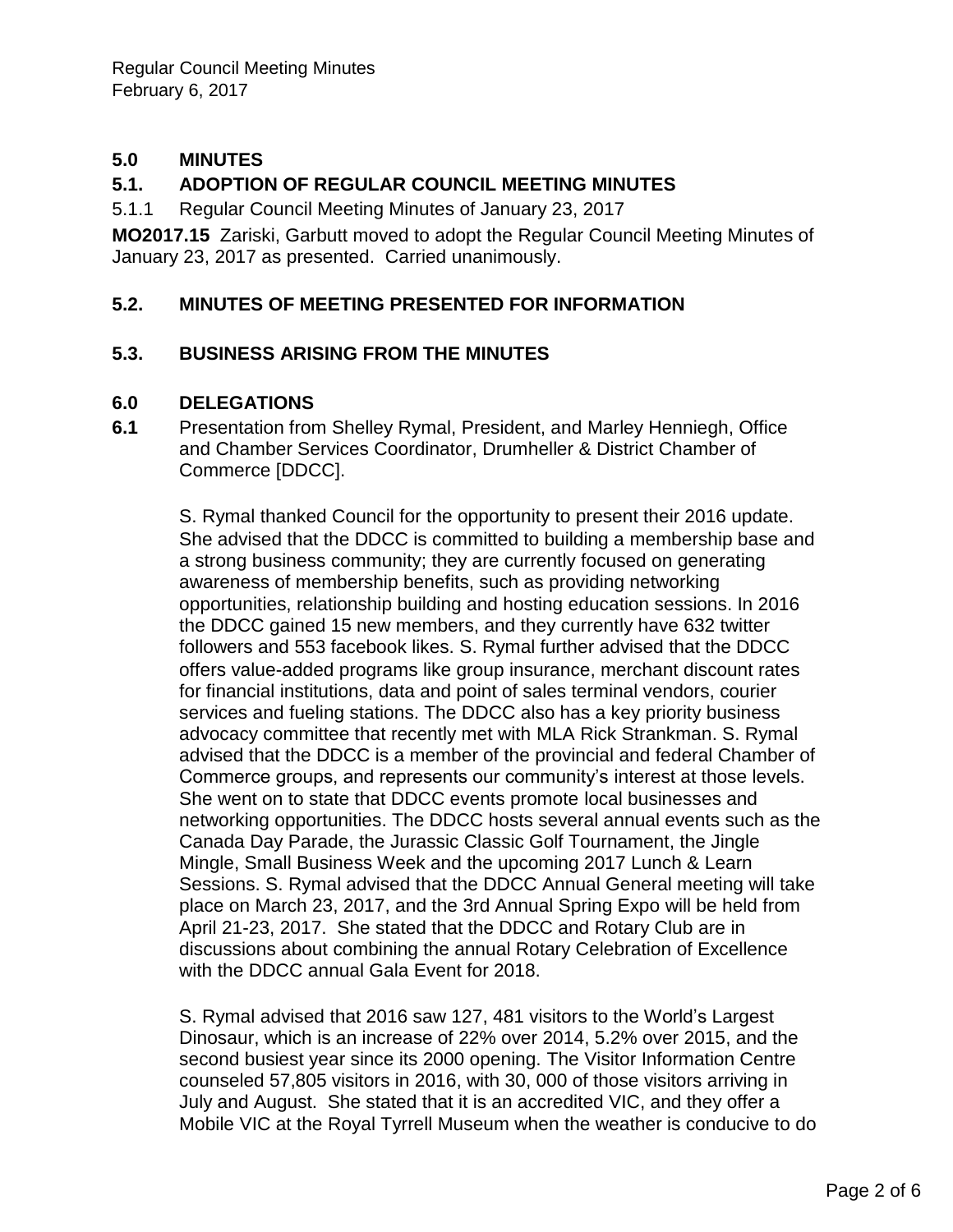## 5.0 MINUTES

### 5.1. ADOPTION OF REGULAR COUNCIL MEETING MINUTES

5.1.1 Regular Council Meeting Minutes of January 23, 2017

**MO2017.15** Zariski, Garbutt moved to adopt the Regular Council Meeting Minutes of January 23, 2017 as presented. Carried unanimously.

### 5.2. MINUTES OF MEETING PRESENTED FOR INFORMATION

### 5.3. BUSINESS ARISING FROM THE MINUTES

## 6.0 DELEGATIONS

**6.1** Presentation from Shelley Rymal, President, and Marley Henniegh, Office and Chamber Services Coordinator, Drumheller & District Chamber of Commerce [DDCC].

S. Rymal thanked Council for the opportunity to present their 2016 update. She advised that the DDCC is committed to building a membership base and a strong business community; they are currently focused on generating awareness of membership benefits, such as providing networking opportunities, relationship building and hosting education sessions. In 2016 the DDCC gained 15 new members, and they currently have 632 twitter followers and 553 facebook likes. S. Rymal further advised that the DDCC offers value-added programs like group insurance, merchant discount rates for financial institutions, data and point of sales terminal vendors, courier services and fueling stations. The DDCC also has a key priority business advocacy committee that recently met with MLA Rick Strankman. S. Rymal advised that the DDCC is a member of the provincial and federal Chamber of Commerce groups, and represents our community's interest at those levels. She went on to state that DDCC events promote local businesses and networking opportunities. The DDCC hosts several annual events such as the Canada Day Parade, the Jurassic Classic Golf Tournament, the Jingle Mingle, Small Business Week and the upcoming 2017 Lunch & Learn Sessions. S. Rymal advised that the DDCC Annual General meeting will take place on March 23, 2017, and the 3rd Annual Spring Expo will be held from April 21-23, 2017. She stated that the DDCC and Rotary Club are in discussions about combining the annual Rotary Celebration of Excellence with the DDCC annual Gala Event for 2018.

S. Rymal advised that 2016 saw 127, 481 visitors to the World's Largest Dinosaur, which is an increase of 22% over 2014, 5.2% over 2015, and the second busiest year since its 2000 opening. The Visitor Information Centre counseled 57,805 visitors in 2016, with 30, 000 of those visitors arriving in July and August. She stated that it is an accredited VIC, and they offer a Mobile VIC at the Royal Tyrrell Museum when the weather is conducive to do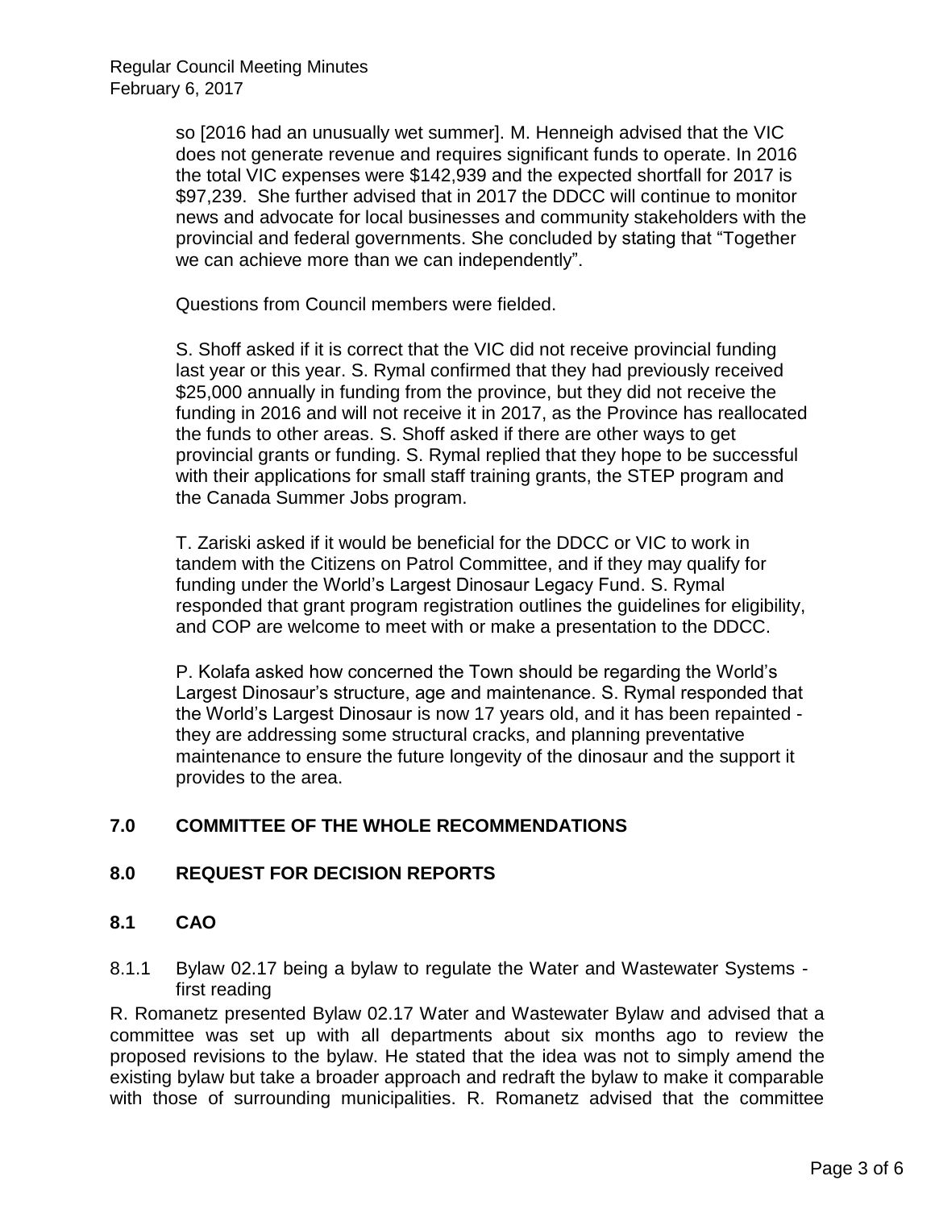so [2016 had an unusually wet summer]. M. Henneigh advised that the VIC does not generate revenue and requires significant funds to operate. In 2016 the total VIC expenses were $142,939 and the expected shortfall for 2017 is $97,239. She further advised that in 2017 the DDCC will continue to monitor news and advocate for local businesses and community stakeholders with the provincial and federal governments. She concluded by stating that "Together we can achieve more than we can independently".

Questions from Council members were fielded.

S. Shoff asked if it is correct that the VIC did not receive provincial funding last year or this year. S. Rymal confirmed that they had previously received $25,000 annually in funding from the province, but they did not receive the funding in 2016 and will not receive it in 2017, as the Province has reallocated the funds to other areas. S. Shoff asked if there are other ways to get provincial grants or funding. S. Rymal replied that they hope to be successful with their applications for small staff training grants, the STEP program and the Canada Summer Jobs program.

T. Zariski asked if it would be beneficial for the DDCC or VIC to work in tandem with the Citizens on Patrol Committee, and if they may qualify for funding under the World's Largest Dinosaur Legacy Fund. S. Rymal responded that grant program registration outlines the guidelines for eligibility, and COP are welcome to meet with or make a presentation to the DDCC.

P. Kolafa asked how concerned the Town should be regarding the World's Largest Dinosaur's structure, age and maintenance. S. Rymal responded that the World's Largest Dinosaur is now 17 years old, and it has been repainted - they are addressing some structural cracks, and planning preventative maintenance to ensure the future longevity of the dinosaur and the support it provides to the area.

## 7.0 COMMITTEE OF THE WHOLE RECOMMENDATIONS

## 8.0 REQUEST FOR DECISION REPORTS

### 8.1 CAO

8.1.1 Bylaw 02.17 being a bylaw to regulate the Water and Wastewater Systems - first reading

R. Romanetz presented Bylaw 02.17 Water and Wastewater Bylaw and advised that a committee was set up with all departments about six months ago to review the proposed revisions to the bylaw. He stated that the idea was not to simply amend the existing bylaw but take a broader approach and redraft the bylaw to make it comparable with those of surrounding municipalities. R. Romanetz advised that the committee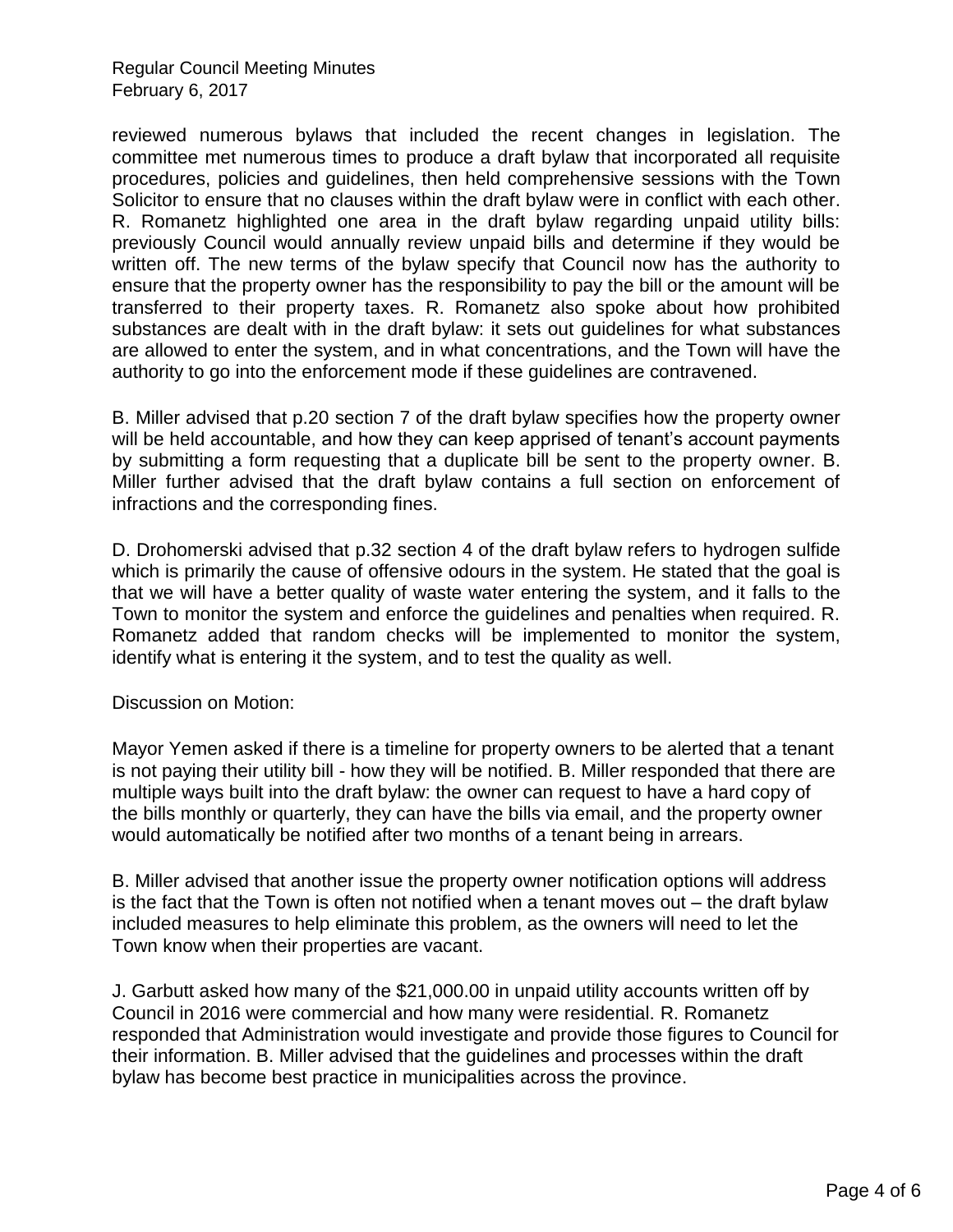reviewed numerous bylaws that included the recent changes in legislation. The committee met numerous times to produce a draft bylaw that incorporated all requisite procedures, policies and guidelines, then held comprehensive sessions with the Town Solicitor to ensure that no clauses within the draft bylaw were in conflict with each other. R. Romanetz highlighted one area in the draft bylaw regarding unpaid utility bills: previously Council would annually review unpaid bills and determine if they would be written off. The new terms of the bylaw specify that Council now has the authority to ensure that the property owner has the responsibility to pay the bill or the amount will be transferred to their property taxes. R. Romanetz also spoke about how prohibited substances are dealt with in the draft bylaw: it sets out guidelines for what substances are allowed to enter the system, and in what concentrations, and the Town will have the authority to go into the enforcement mode if these guidelines are contravened.

B. Miller advised that p.20 section 7 of the draft bylaw specifies how the property owner will be held accountable, and how they can keep apprised of tenant's account payments by submitting a form requesting that a duplicate bill be sent to the property owner. B. Miller further advised that the draft bylaw contains a full section on enforcement of infractions and the corresponding fines.

D. Drohomerski advised that p.32 section 4 of the draft bylaw refers to hydrogen sulfide which is primarily the cause of offensive odours in the system. He stated that the goal is that we will have a better quality of waste water entering the system, and it falls to the Town to monitor the system and enforce the guidelines and penalties when required. R. Romanetz added that random checks will be implemented to monitor the system, identify what is entering it the system, and to test the quality as well.

Discussion on Motion:

Mayor Yemen asked if there is a timeline for property owners to be alerted that a tenant is not paying their utility bill - how they will be notified. B. Miller responded that there are multiple ways built into the draft bylaw: the owner can request to have a hard copy of the bills monthly or quarterly, they can have the bills via email, and the property owner would automatically be notified after two months of a tenant being in arrears.

B. Miller advised that another issue the property owner notification options will address is the fact that the Town is often not notified when a tenant moves out – the draft bylaw included measures to help eliminate this problem, as the owners will need to let the Town know when their properties are vacant.

J. Garbutt asked how many of the $21,000.00 in unpaid utility accounts written off by Council in 2016 were commercial and how many were residential. R. Romanetz responded that Administration would investigate and provide those figures to Council for their information. B. Miller advised that the guidelines and processes within the draft bylaw has become best practice in municipalities across the province.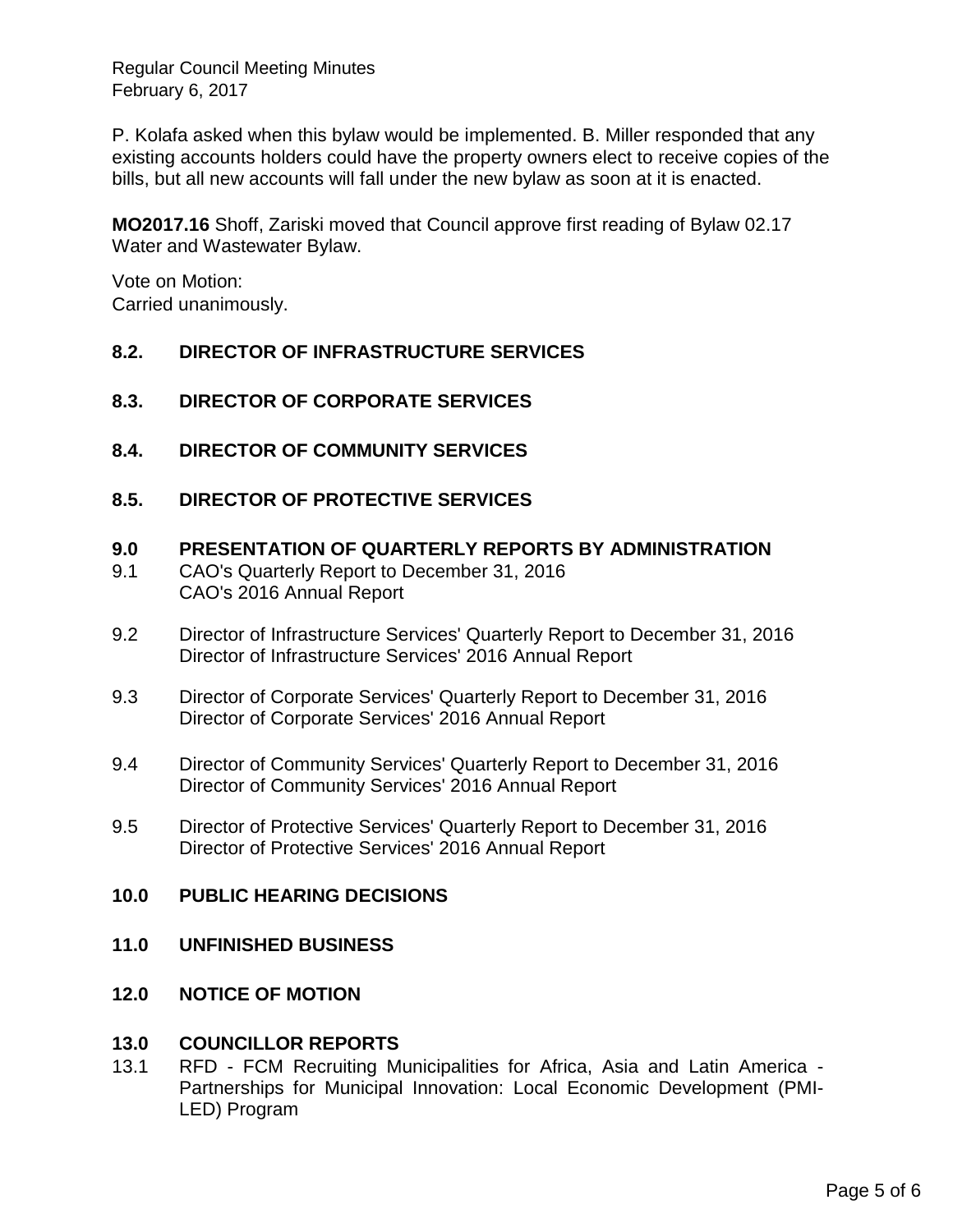P. Kolafa asked when this bylaw would be implemented. B. Miller responded that any existing accounts holders could have the property owners elect to receive copies of the bills, but all new accounts will fall under the new bylaw as soon at it is enacted.

**MO2017.16** Shoff, Zariski moved that Council approve first reading of Bylaw 02.17 Water and Wastewater Bylaw.

Vote on Motion:
Carried unanimously.

### 8.2. DIRECTOR OF INFRASTRUCTURE SERVICES

### 8.3. DIRECTOR OF CORPORATE SERVICES

### 8.4. DIRECTOR OF COMMUNITY SERVICES

### 8.5. DIRECTOR OF PROTECTIVE SERVICES

## 9.0 PRESENTATION OF QUARTERLY REPORTS BY ADMINISTRATION

9.1 CAO's Quarterly Report to December 31, 2016
CAO's 2016 Annual Report

9.2 Director of Infrastructure Services' Quarterly Report to December 31, 2016
Director of Infrastructure Services' 2016 Annual Report

9.3 Director of Corporate Services' Quarterly Report to December 31, 2016
Director of Corporate Services' 2016 Annual Report

9.4 Director of Community Services' Quarterly Report to December 31, 2016
Director of Community Services' 2016 Annual Report

9.5 Director of Protective Services' Quarterly Report to December 31, 2016
Director of Protective Services' 2016 Annual Report

## 10.0 PUBLIC HEARING DECISIONS

## 11.0 UNFINISHED BUSINESS

## 12.0 NOTICE OF MOTION

## 13.0 COUNCILLOR REPORTS

13.1 RFD - FCM Recruiting Municipalities for Africa, Asia and Latin America - Partnerships for Municipal Innovation: Local Economic Development (PMI-LED) Program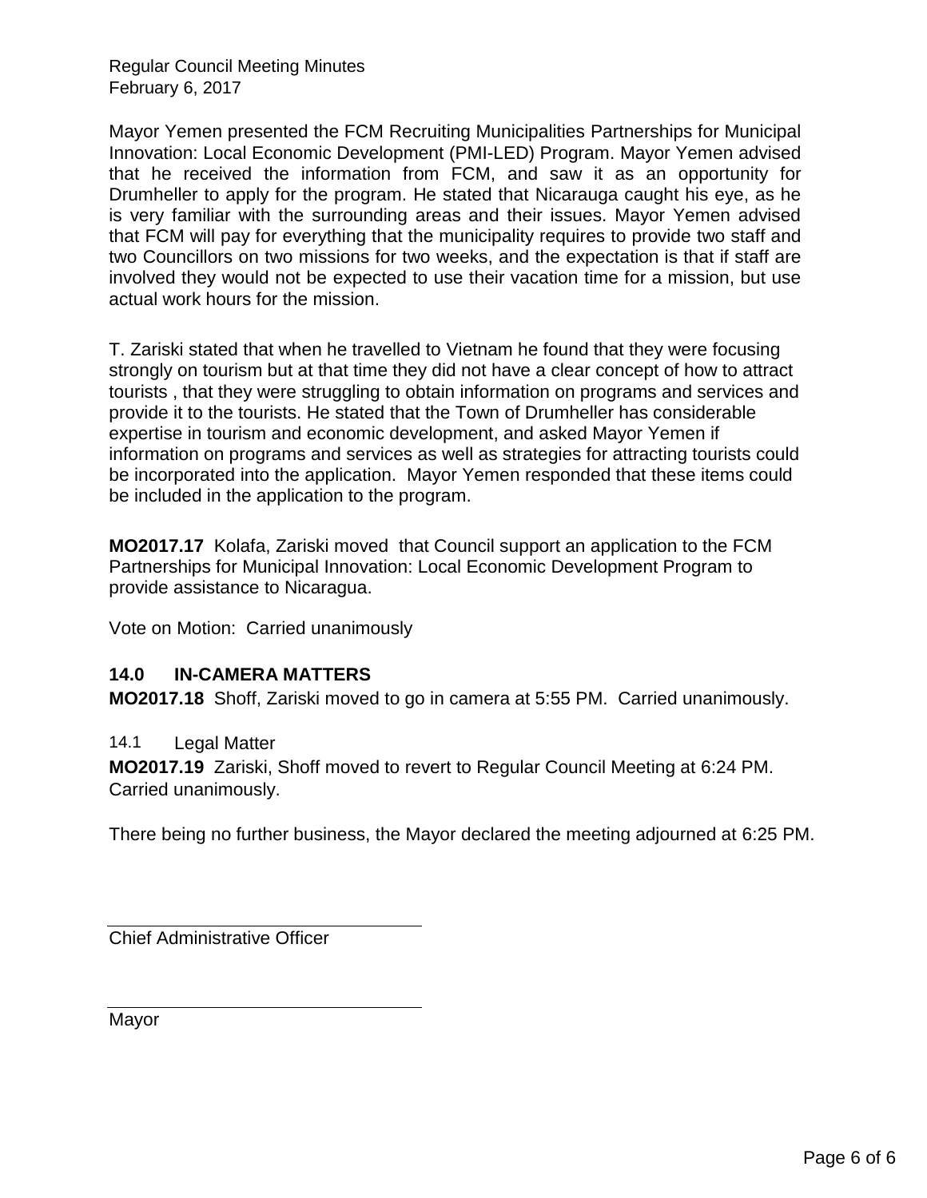Mayor Yemen presented the FCM Recruiting Municipalities Partnerships for Municipal Innovation: Local Economic Development (PMI-LED) Program. Mayor Yemen advised that he received the information from FCM, and saw it as an opportunity for Drumheller to apply for the program. He stated that Nicarauga caught his eye, as he is very familiar with the surrounding areas and their issues. Mayor Yemen advised that FCM will pay for everything that the municipality requires to provide two staff and two Councillors on two missions for two weeks, and the expectation is that if staff are involved they would not be expected to use their vacation time for a mission, but use actual work hours for the mission.

T. Zariski stated that when he travelled to Vietnam he found that they were focusing strongly on tourism but at that time they did not have a clear concept of how to attract tourists , that they were struggling to obtain information on programs and services and provide it to the tourists. He stated that the Town of Drumheller has considerable expertise in tourism and economic development, and asked Mayor Yemen if information on programs and services as well as strategies for attracting tourists could be incorporated into the application. Mayor Yemen responded that these items could be included in the application to the program.

**MO2017.17** Kolafa, Zariski moved that Council support an application to the FCM Partnerships for Municipal Innovation: Local Economic Development Program to provide assistance to Nicaragua.

Vote on Motion: Carried unanimously

## 14.0 IN-CAMERA MATTERS

**MO2017.18** Shoff, Zariski moved to go in camera at 5:55 PM. Carried unanimously.

14.1 Legal Matter

**MO2017.19** Zariski, Shoff moved to revert to Regular Council Meeting at 6:24 PM. Carried unanimously.

There being no further business, the Mayor declared the meeting adjourned at 6:25 PM.

\_\_\_\_\_\_\_\_\_\_\_\_\_\_\_\_\_\_\_\_\_\_\_\_\_\_\_\_\_\_\_\_
Chief Administrative Officer

\_\_\_\_\_\_\_\_\_\_\_\_\_\_\_\_\_\_\_\_\_\_\_\_\_\_\_\_\_\_\_\_
Mayor